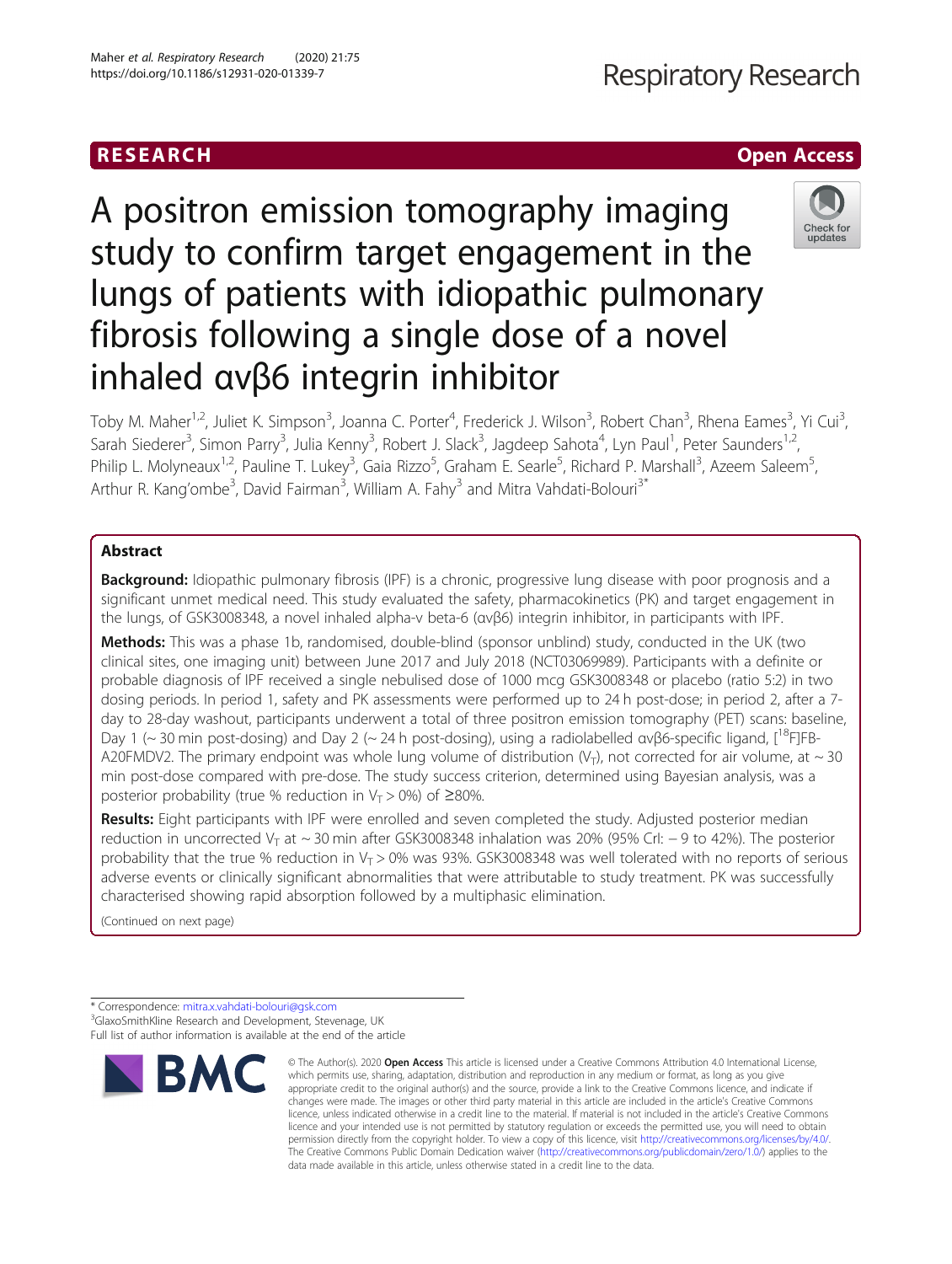RESEARCH **Open Access**

# A positron emission tomography imaging study to confirm target engagement in the lungs of patients with idiopathic pulmonary fibrosis following a single dose of a novel inhaled αvβ6 integrin inhibitor

Toby M. Maher[1,2], Juliet K. Simpson[3], Joanna C. Porter[4], Frederick J. Wilson[3], Robert Chan[3], Rhena Eames[3], Yi Cui[3], Sarah Siederer[3], Simon Parry[3], Julia Kenny[3], Robert J. Slack[3], Jagdeep Sahota[4], Lyn Paul[1], Peter Saunders[1,2], Philip L. Molyneaux[1,2], Pauline T. Lukey[3], Gaia Rizzo[5], Graham E. Searle[5], Richard P. Marshall[3], Azeem Saleem[5], Arthur R. Kang'ombe[3], David Fairman[3], William A. Fahy[3] and Mitra Vahdati-Bolouri[3*]

## Abstract

**Background:** Idiopathic pulmonary fibrosis (IPF) is a chronic, progressive lung disease with poor prognosis and a significant unmet medical need. This study evaluated the safety, pharmacokinetics (PK) and target engagement in the lungs, of GSK3008348, a novel inhaled alpha-v beta-6 (αvβ6) integrin inhibitor, in participants with IPF.

**Methods:** This was a phase 1b, randomised, double-blind (sponsor unblind) study, conducted in the UK (two clinical sites, one imaging unit) between June 2017 and July 2018 (NCT03069989). Participants with a definite or probable diagnosis of IPF received a single nebulised dose of 1000 mcg GSK3008348 or placebo (ratio 5:2) in two dosing periods. In period 1, safety and PK assessments were performed up to 24 h post-dose; in period 2, after a 7-day to 28-day washout, participants underwent a total of three positron emission tomography (PET) scans: baseline, Day 1 (~ 30 min post-dosing) and Day 2 (~ 24 h post-dosing), using a radiolabelled αvβ6-specific ligand, [$^{18}$F]FB-A20FMDV2. The primary endpoint was whole lung volume of distribution ($V_T$), not corrected for air volume, at ~ 30 min post-dose compared with pre-dose. The study success criterion, determined using Bayesian analysis, was a posterior probability (true % reduction in $V_T > 0\%$) of ≥80%.

**Results:** Eight participants with IPF were enrolled and seven completed the study. Adjusted posterior median reduction in uncorrected $V_T$ at ~ 30 min after GSK3008348 inhalation was 20% (95% CrI: − 9 to 42%). The posterior probability that the true % reduction in $V_T > 0\%$ was 93%. GSK3008348 was well tolerated with no reports of serious adverse events or clinically significant abnormalities that were attributable to study treatment. PK was successfully characterised showing rapid absorption followed by a multiphasic elimination.

(Continued on next page)

---

* Correspondence: mitra.x.vahdati-bolouri@gsk.com
[3]GlaxoSmithKline Research and Development, Stevenage, UK
Full list of author information is available at the end of the article

© The Author(s). 2020 **Open Access** This article is licensed under a Creative Commons Attribution 4.0 International License, which permits use, sharing, adaptation, distribution and reproduction in any medium or format, as long as you give appropriate credit to the original author(s) and the source, provide a link to the Creative Commons licence, and indicate if changes were made. The images or other third party material in this article are included in the article's Creative Commons licence, unless indicated otherwise in a credit line to the material. If material is not included in the article's Creative Commons licence and your intended use is not permitted by statutory regulation or exceeds the permitted use, you will need to obtain permission directly from the copyright holder. To view a copy of this licence, visit http://creativecommons.org/licenses/by/4.0/. The Creative Commons Public Domain Dedication waiver (http://creativecommons.org/publicdomain/zero/1.0/) applies to the data made available in this article, unless otherwise stated in a credit line to the data.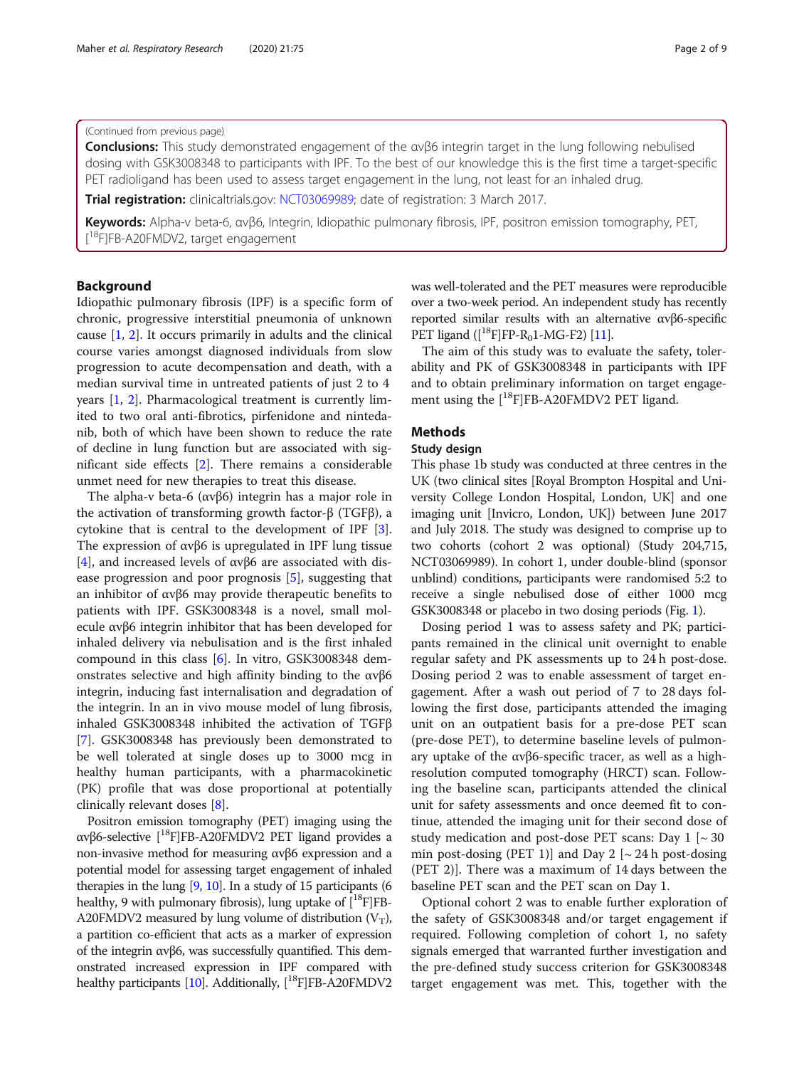(Continued from previous page)

**Conclusions:** This study demonstrated engagement of the αvβ6 integrin target in the lung following nebulised dosing with GSK3008348 to participants with IPF. To the best of our knowledge this is the first time a target-specific PET radioligand has been used to assess target engagement in the lung, not least for an inhaled drug.

**Trial registration:** clinicaltrials.gov: NCT03069989; date of registration: 3 March 2017.

**Keywords:** Alpha-v beta-6, αvβ6, Integrin, Idiopathic pulmonary fibrosis, IPF, positron emission tomography, PET, [$^{18}$F]FB-A20FMDV2, target engagement

## Background

Idiopathic pulmonary fibrosis (IPF) is a specific form of chronic, progressive interstitial pneumonia of unknown cause [1, 2]. It occurs primarily in adults and the clinical course varies amongst diagnosed individuals from slow progression to acute decompensation and death, with a median survival time in untreated patients of just 2 to 4 years [1, 2]. Pharmacological treatment is currently limited to two oral anti-fibrotics, pirfenidone and nintedanib, both of which have been shown to reduce the rate of decline in lung function but are associated with significant side effects [2]. There remains a considerable unmet need for new therapies to treat this disease.

The alpha-v beta-6 (αvβ6) integrin has a major role in the activation of transforming growth factor-β (TGFβ), a cytokine that is central to the development of IPF [3]. The expression of αvβ6 is upregulated in IPF lung tissue [4], and increased levels of αvβ6 are associated with disease progression and poor prognosis [5], suggesting that an inhibitor of αvβ6 may provide therapeutic benefits to patients with IPF. GSK3008348 is a novel, small molecule αvβ6 integrin inhibitor that has been developed for inhaled delivery via nebulisation and is the first inhaled compound in this class [6]. In vitro, GSK3008348 demonstrates selective and high affinity binding to the αvβ6 integrin, inducing fast internalisation and degradation of the integrin. In an in vivo mouse model of lung fibrosis, inhaled GSK3008348 inhibited the activation of TGFβ [7]. GSK3008348 has previously been demonstrated to be well tolerated at single doses up to 3000 mcg in healthy human participants, with a pharmacokinetic (PK) profile that was dose proportional at potentially clinically relevant doses [8].

Positron emission tomography (PET) imaging using the αvβ6-selective [$^{18}$F]FB-A20FMDV2 PET ligand provides a non-invasive method for measuring αvβ6 expression and a potential model for assessing target engagement of inhaled therapies in the lung [9, 10]. In a study of 15 participants (6 healthy, 9 with pulmonary fibrosis), lung uptake of [$^{18}$F]FB-A20FMDV2 measured by lung volume of distribution ($V_T$), a partition co-efficient that acts as a marker of expression of the integrin αvβ6, was successfully quantified. This demonstrated increased expression in IPF compared with healthy participants [10]. Additionally, [$^{18}$F]FB-A20FMDV2 was well-tolerated and the PET measures were reproducible over a two-week period. An independent study has recently reported similar results with an alternative αvβ6-specific PET ligand ([$^{18}$F]FP-$R_0$1-MG-F2) [11].

The aim of this study was to evaluate the safety, tolerability and PK of GSK3008348 in participants with IPF and to obtain preliminary information on target engagement using the [$^{18}$F]FB-A20FMDV2 PET ligand.

## Methods

### Study design

This phase 1b study was conducted at three centres in the UK (two clinical sites [Royal Brompton Hospital and University College London Hospital, London, UK] and one imaging unit [Invicro, London, UK]) between June 2017 and July 2018. The study was designed to comprise up to two cohorts (cohort 2 was optional) (Study 204,715, NCT03069989). In cohort 1, under double-blind (sponsor unblind) conditions, participants were randomised 5:2 to receive a single nebulised dose of either 1000 mcg GSK3008348 or placebo in two dosing periods (Fig. 1).

Dosing period 1 was to assess safety and PK; participants remained in the clinical unit overnight to enable regular safety and PK assessments up to 24 h post-dose. Dosing period 2 was to enable assessment of target engagement. After a wash out period of 7 to 28 days following the first dose, participants attended the imaging unit on an outpatient basis for a pre-dose PET scan (pre-dose PET), to determine baseline levels of pulmonary uptake of the αvβ6-specific tracer, as well as a high-resolution computed tomography (HRCT) scan. Following the baseline scan, participants attended the clinical unit for safety assessments and once deemed fit to continue, attended the imaging unit for their second dose of study medication and post-dose PET scans: Day 1 [~ 30 min post-dosing (PET 1)] and Day 2 [~ 24 h post-dosing (PET 2)]. There was a maximum of 14 days between the baseline PET scan and the PET scan on Day 1.

Optional cohort 2 was to enable further exploration of the safety of GSK3008348 and/or target engagement if required. Following completion of cohort 1, no safety signals emerged that warranted further investigation and the pre-defined study success criterion for GSK3008348 target engagement was met. This, together with the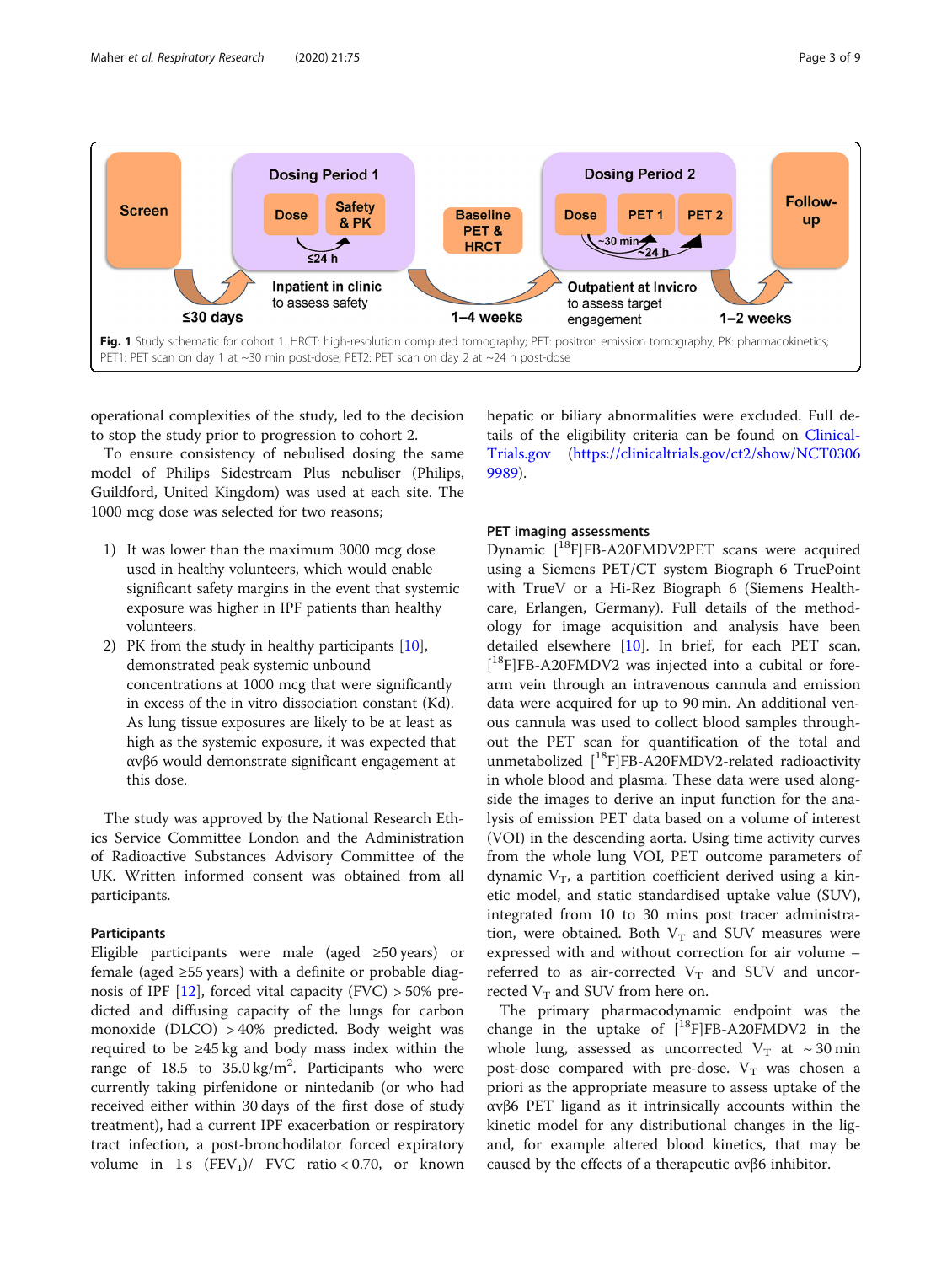**Fig. 1** Study schematic for cohort 1. HRCT: high-resolution computed tomography; PET: positron emission tomography; PK: pharmacokinetics; PET1: PET scan on day 1 at ~30 min post-dose; PET2: PET scan on day 2 at ~24 h post-dose

operational complexities of the study, led to the decision to stop the study prior to progression to cohort 2.

To ensure consistency of nebulised dosing the same model of Philips Sidestream Plus nebuliser (Philips, Guildford, United Kingdom) was used at each site. The 1000 mcg dose was selected for two reasons;

1) It was lower than the maximum 3000 mcg dose used in healthy volunteers, which would enable significant safety margins in the event that systemic exposure was higher in IPF patients than healthy volunteers.
2) PK from the study in healthy participants [10], demonstrated peak systemic unbound concentrations at 1000 mcg that were significantly in excess of the in vitro dissociation constant (Kd). As lung tissue exposures are likely to be at least as high as the systemic exposure, it was expected that αvβ6 would demonstrate significant engagement at this dose.

The study was approved by the National Research Ethics Service Committee London and the Administration of Radioactive Substances Advisory Committee of the UK. Written informed consent was obtained from all participants.

### Participants

Eligible participants were male (aged ≥50 years) or female (aged ≥55 years) with a definite or probable diagnosis of IPF [12], forced vital capacity (FVC) > 50% predicted and diffusing capacity of the lungs for carbon monoxide (DLCO) > 40% predicted. Body weight was required to be ≥45 kg and body mass index within the range of 18.5 to 35.0 kg/m$^2$. Participants who were currently taking pirfenidone or nintedanib (or who had received either within 30 days of the first dose of study treatment), had a current IPF exacerbation or respiratory tract infection, a post-bronchodilator forced expiratory volume in 1 s ($FEV_1$)/ FVC ratio < 0.70, or known hepatic or biliary abnormalities were excluded. Full details of the eligibility criteria can be found on ClinicalTrials.gov (https://clinicaltrials.gov/ct2/show/NCT03069989).

### PET imaging assessments

Dynamic [$^{18}$F]FB-A20FMDV2PET scans were acquired using a Siemens PET/CT system Biograph 6 TruePoint with TrueV or a Hi-Rez Biograph 6 (Siemens Healthcare, Erlangen, Germany). Full details of the methodology for image acquisition and analysis have been detailed elsewhere [10]. In brief, for each PET scan, [$^{18}$F]FB-A20FMDV2 was injected into a cubital or forearm vein through an intravenous cannula and emission data were acquired for up to 90 min. An additional venous cannula was used to collect blood samples throughout the PET scan for quantification of the total and unmetabolized [$^{18}$F]FB-A20FMDV2-related radioactivity in whole blood and plasma. These data were used alongside the images to derive an input function for the analysis of emission PET data based on a volume of interest (VOI) in the descending aorta. Using time activity curves from the whole lung VOI, PET outcome parameters of dynamic $V_T$, a partition coefficient derived using a kinetic model, and static standardised uptake value (SUV), integrated from 10 to 30 mins post tracer administration, were obtained. Both $V_T$ and SUV measures were expressed with and without correction for air volume – referred to as air-corrected $V_T$ and SUV and uncorrected $V_T$ and SUV from here on.

The primary pharmacodynamic endpoint was the change in the uptake of [$^{18}$F]FB-A20FMDV2 in the whole lung, assessed as uncorrected $V_T$ at ~30 min post-dose compared with pre-dose. $V_T$ was chosen a priori as the appropriate measure to assess uptake of the αvβ6 PET ligand as it intrinsically accounts within the kinetic model for any distributional changes in the ligand, for example altered blood kinetics, that may be caused by the effects of a therapeutic αvβ6 inhibitor.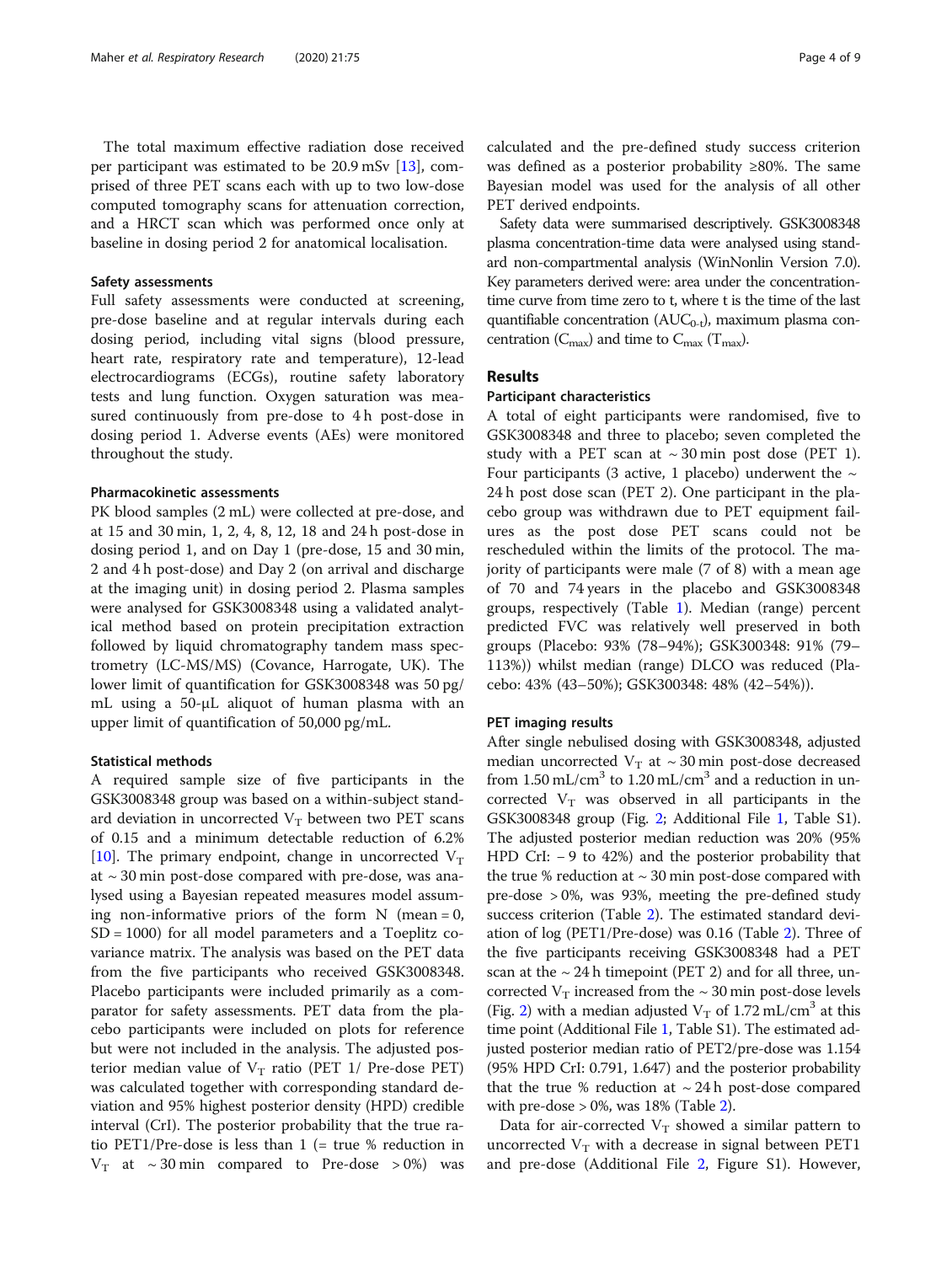The total maximum effective radiation dose received per participant was estimated to be 20.9 mSv [13], comprised of three PET scans each with up to two low-dose computed tomography scans for attenuation correction, and a HRCT scan which was performed once only at baseline in dosing period 2 for anatomical localisation.

### Safety assessments

Full safety assessments were conducted at screening, pre-dose baseline and at regular intervals during each dosing period, including vital signs (blood pressure, heart rate, respiratory rate and temperature), 12-lead electrocardiograms (ECGs), routine safety laboratory tests and lung function. Oxygen saturation was measured continuously from pre-dose to 4 h post-dose in dosing period 1. Adverse events (AEs) were monitored throughout the study.

### Pharmacokinetic assessments

PK blood samples (2 mL) were collected at pre-dose, and at 15 and 30 min, 1, 2, 4, 8, 12, 18 and 24 h post-dose in dosing period 1, and on Day 1 (pre-dose, 15 and 30 min, 2 and 4 h post-dose) and Day 2 (on arrival and discharge at the imaging unit) in dosing period 2. Plasma samples were analysed for GSK3008348 using a validated analytical method based on protein precipitation extraction followed by liquid chromatography tandem mass spectrometry (LC-MS/MS) (Covance, Harrogate, UK). The lower limit of quantification for GSK3008348 was 50 pg/mL using a 50-μL aliquot of human plasma with an upper limit of quantification of 50,000 pg/mL.

### Statistical methods

A required sample size of five participants in the GSK3008348 group was based on a within-subject standard deviation in uncorrected $V_T$ between two PET scans of 0.15 and a minimum detectable reduction of 6.2% [10]. The primary endpoint, change in uncorrected $V_T$ at ~ 30 min post-dose compared with pre-dose, was analysed using a Bayesian repeated measures model assuming non-informative priors of the form N (mean = 0, SD = 1000) for all model parameters and a Toeplitz covariance matrix. The analysis was based on the PET data from the five participants who received GSK3008348. Placebo participants were included primarily as a comparator for safety assessments. PET data from the placebo participants were included on plots for reference but were not included in the analysis. The adjusted posterior median value of $V_T$ ratio (PET 1/ Pre-dose PET) was calculated together with corresponding standard deviation and 95% highest posterior density (HPD) credible interval (CrI). The posterior probability that the true ratio PET1/Pre-dose is less than 1 (= true % reduction in $V_T$ at ~ 30 min compared to Pre-dose > 0%) was calculated and the pre-defined study success criterion was defined as a posterior probability ≥80%. The same Bayesian model was used for the analysis of all other PET derived endpoints.

Safety data were summarised descriptively. GSK3008348 plasma concentration-time data were analysed using standard non-compartmental analysis (WinNonlin Version 7.0). Key parameters derived were: area under the concentration-time curve from time zero to t, where t is the time of the last quantifiable concentration ($AUC_{0-t}$), maximum plasma concentration ($C_{max}$) and time to $C_{max}$ ($T_{max}$).

## Results

### Participant characteristics

A total of eight participants were randomised, five to GSK3008348 and three to placebo; seven completed the study with a PET scan at ~ 30 min post dose (PET 1). Four participants (3 active, 1 placebo) underwent the ~ 24 h post dose scan (PET 2). One participant in the placebo group was withdrawn due to PET equipment failures as the post dose PET scans could not be rescheduled within the limits of the protocol. The majority of participants were male (7 of 8) with a mean age of 70 and 74 years in the placebo and GSK3008348 groups, respectively (Table 1). Median (range) percent predicted FVC was relatively well preserved in both groups (Placebo: 93% (78–94%); GSK300348: 91% (79–113%)) whilst median (range) DLCO was reduced (Placebo: 43% (43–50%); GSK300348: 48% (42–54%)).

### PET imaging results

After single nebulised dosing with GSK3008348, adjusted median uncorrected $V_T$ at ~ 30 min post-dose decreased from 1.50 mL/cm$^3$ to 1.20 mL/cm$^3$ and a reduction in uncorrected $V_T$ was observed in all participants in the GSK3008348 group (Fig. 2; Additional File 1, Table S1). The adjusted posterior median reduction was 20% (95% HPD CrI: − 9 to 42%) and the posterior probability that the true % reduction at ~ 30 min post-dose compared with pre-dose > 0%, was 93%, meeting the pre-defined study success criterion (Table 2). The estimated standard deviation of log (PET1/Pre-dose) was 0.16 (Table 2). Three of the five participants receiving GSK3008348 had a PET scan at the ~ 24 h timepoint (PET 2) and for all three, uncorrected $V_T$ increased from the ~ 30 min post-dose levels (Fig. 2) with a median adjusted $V_T$ of 1.72 mL/cm$^3$ at this time point (Additional File 1, Table S1). The estimated adjusted posterior median ratio of PET2/pre-dose was 1.154 (95% HPD CrI: 0.791, 1.647) and the posterior probability that the true % reduction at ~ 24 h post-dose compared with pre-dose > 0%, was 18% (Table 2).

Data for air-corrected $V_T$ showed a similar pattern to uncorrected $V_T$ with a decrease in signal between PET1 and pre-dose (Additional File 2, Figure S1). However,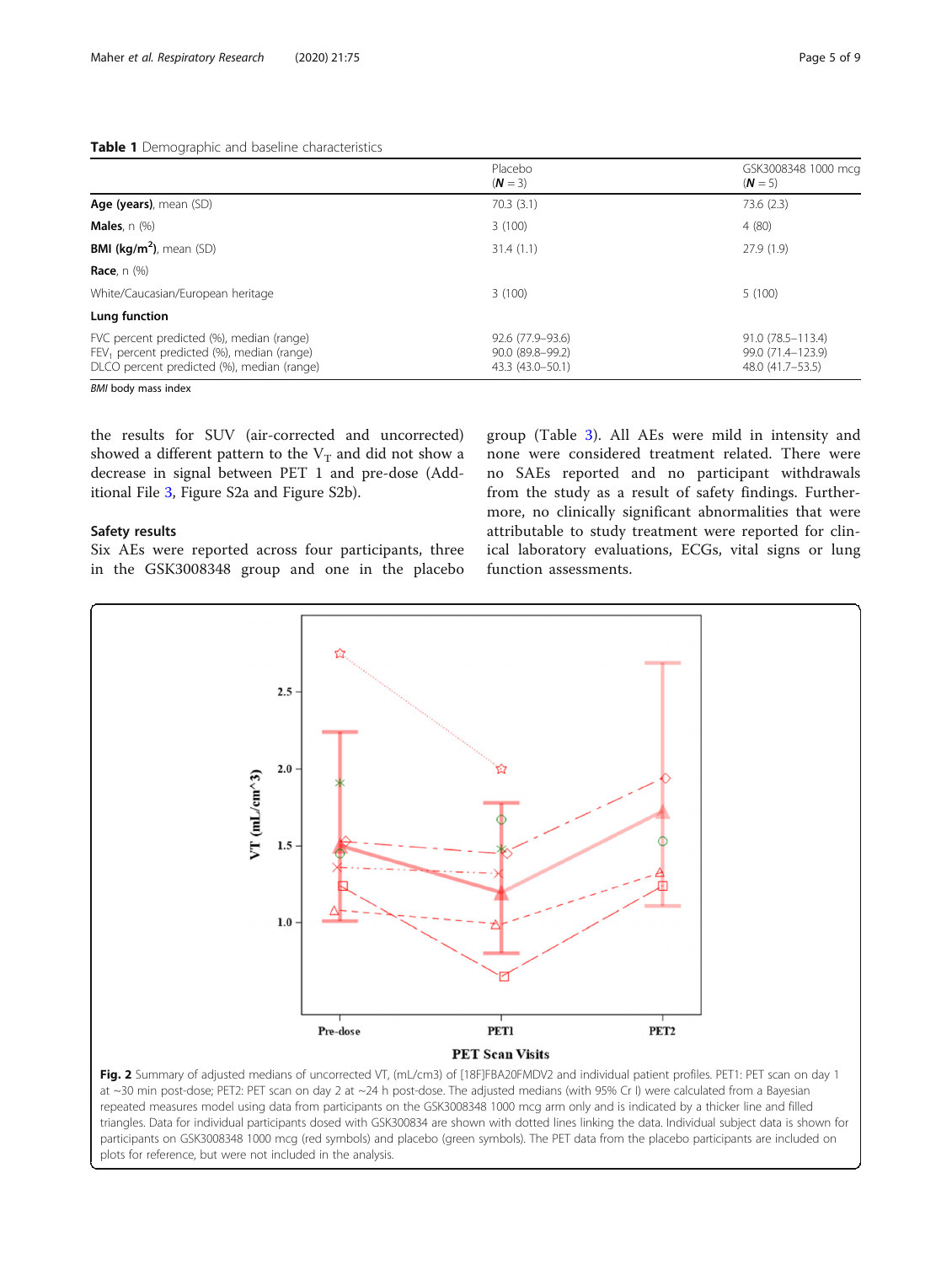**Table 1** Demographic and baseline characteristics

| | Placebo (**N** = 3) | GSK3008348 1000 mcg (**N** = 5) |
|---|---|---|
| **Age (years)**, mean (SD) | 70.3 (3.1) | 73.6 (2.3) |
| **Males**, n (%) | 3 (100) | 4 (80) |
| **BMI (kg/m$^2$)**, mean (SD) | 31.4 (1.1) | 27.9 (1.9) |
| **Race**, n (%) | | |
| White/Caucasian/European heritage | 3 (100) | 5 (100) |
| **Lung function** | | |
| FVC percent predicted (%), median (range) | 92.6 (77.9–93.6) | 91.0 (78.5–113.4) |
| $FEV_1$ percent predicted (%), median (range) | 90.0 (89.8–99.2) | 99.0 (71.4–123.9) |
| DLCO percent predicted (%), median (range) | 43.3 (43.0–50.1) | 48.0 (41.7–53.5) |

*BMI* body mass index

the results for SUV (air-corrected and uncorrected) showed a different pattern to the $V_T$ and did not show a decrease in signal between PET 1 and pre-dose (Additional File 3, Figure S2a and Figure S2b).

### Safety results

Six AEs were reported across four participants, three in the GSK3008348 group and one in the placebo group (Table 3). All AEs were mild in intensity and none were considered treatment related. There were no SAEs reported and no participant withdrawals from the study as a result of safety findings. Furthermore, no clinically significant abnormalities that were attributable to study treatment were reported for clinical laboratory evaluations, ECGs, vital signs or lung function assessments.

**Fig. 2** Summary of adjusted medians of uncorrected VT, (mL/cm3) of [18F]FBA20FMDV2 and individual patient profiles. PET1: PET scan on day 1 at ~30 min post-dose; PET2: PET scan on day 2 at ~24 h post-dose. The adjusted medians (with 95% Cr I) were calculated from a Bayesian repeated measures model using data from participants on the GSK3008348 1000 mcg arm only and is indicated by a thicker line and filled triangles. Data for individual participants dosed with GSK300834 are shown with dotted lines linking the data. Individual subject data is shown for participants on GSK3008348 1000 mcg (red symbols) and placebo (green symbols). The PET data from the placebo participants are included on plots for reference, but were not included in the analysis.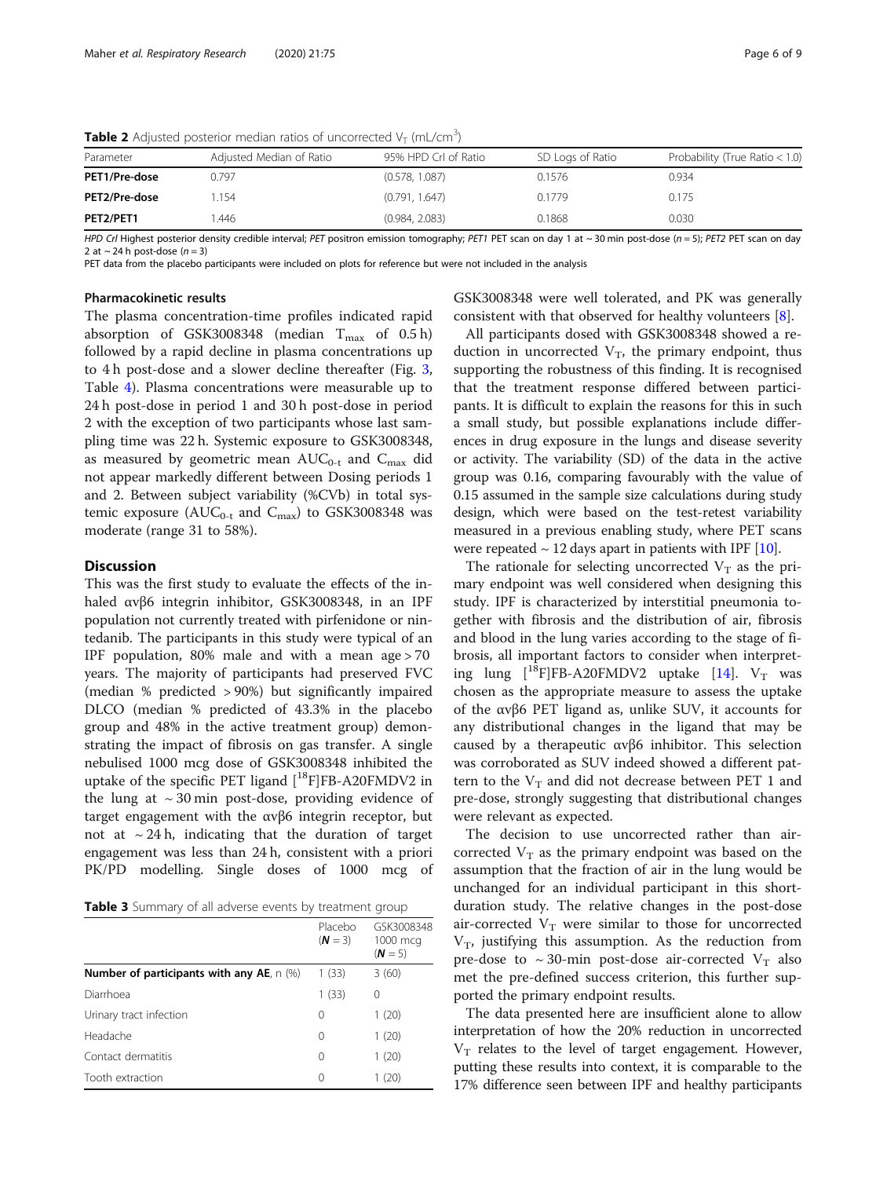**Table 2** Adjusted posterior median ratios of uncorrected $V_T$ (mL/cm$^3$)

| Parameter | Adjusted Median of Ratio | 95% HPD CrI of Ratio | SD Logs of Ratio | Probability (True Ratio < 1.0) |
|---|---|---|---|---|
| **PET1/Pre-dose** | 0.797 | (0.578, 1.087) | 0.1576 | 0.934 |
| **PET2/Pre-dose** | 1.154 | (0.791, 1.647) | 0.1779 | 0.175 |
| **PET2/PET1** | 1.446 | (0.984, 2.083) | 0.1868 | 0.030 |

*HPD CrI* Highest posterior density credible interval; *PET* positron emission tomography; *PET1* PET scan on day 1 at ~ 30 min post-dose (*n* = 5); *PET2* PET scan on day 2 at ~ 24 h post-dose (*n* = 3)

PET data from the placebo participants were included on plots for reference but were not included in the analysis

### Pharmacokinetic results

The plasma concentration-time profiles indicated rapid absorption of GSK3008348 (median $T_{max}$ of 0.5 h) followed by a rapid decline in plasma concentrations up to 4 h post-dose and a slower decline thereafter (Fig. 3, Table 4). Plasma concentrations were measurable up to 24 h post-dose in period 1 and 30 h post-dose in period 2 with the exception of two participants whose last sampling time was 22 h. Systemic exposure to GSK3008348, as measured by geometric mean $AUC_{0\text{-}t}$ and $C_{max}$ did not appear markedly different between Dosing periods 1 and 2. Between subject variability (%CVb) in total systemic exposure ($AUC_{0\text{-}t}$ and $C_{max}$) to GSK3008348 was moderate (range 31 to 58%).

## Discussion

This was the first study to evaluate the effects of the inhaled αvβ6 integrin inhibitor, GSK3008348, in an IPF population not currently treated with pirfenidone or nintedanib. The participants in this study were typical of an IPF population, 80% male and with a mean age > 70 years. The majority of participants had preserved FVC (median % predicted > 90%) but significantly impaired DLCO (median % predicted of 43.3% in the placebo group and 48% in the active treatment group) demonstrating the impact of fibrosis on gas transfer. A single nebulised 1000 mcg dose of GSK3008348 inhibited the uptake of the specific PET ligand [$^{18}$F]FB-A20FMDV2 in the lung at ~ 30 min post-dose, providing evidence of target engagement with the αvβ6 integrin receptor, but not at ~ 24 h, indicating that the duration of target engagement was less than 24 h, consistent with a priori PK/PD modelling. Single doses of 1000 mcg of GSK3008348 were well tolerated, and PK was generally consistent with that observed for healthy volunteers [8].

**Table 3** Summary of all adverse events by treatment group

| | Placebo (**N** = 3) | GSK3008348 1000 mcg (**N** = 5) |
|---|---|---|
| **Number of participants with any AE**, n (%) | 1 (33) | 3 (60) |
| Diarrhoea | 1 (33) | 0 |
| Urinary tract infection | 0 | 1 (20) |
| Headache | 0 | 1 (20) |
| Contact dermatitis | 0 | 1 (20) |
| Tooth extraction | 0 | 1 (20) |

All participants dosed with GSK3008348 showed a reduction in uncorrected $V_T$, the primary endpoint, thus supporting the robustness of this finding. It is recognised that the treatment response differed between participants. It is difficult to explain the reasons for this in such a small study, but possible explanations include differences in drug exposure in the lungs and disease severity or activity. The variability (SD) of the data in the active group was 0.16, comparing favourably with the value of 0.15 assumed in the sample size calculations during study design, which were based on the test-retest variability measured in a previous enabling study, where PET scans were repeated ~ 12 days apart in patients with IPF [10].

The rationale for selecting uncorrected $V_T$ as the primary endpoint was well considered when designing this study. IPF is characterized by interstitial pneumonia together with fibrosis and the distribution of air, fibrosis and blood in the lung varies according to the stage of fibrosis, all important factors to consider when interpreting lung [$^{18}$F]FB-A20FMDV2 uptake [14]. $V_T$ was chosen as the appropriate measure to assess the uptake of the αvβ6 PET ligand as, unlike SUV, it accounts for any distributional changes in the ligand that may be caused by a therapeutic αvβ6 inhibitor. This selection was corroborated as SUV indeed showed a different pattern to the $V_T$ and did not decrease between PET 1 and pre-dose, strongly suggesting that distributional changes were relevant as expected.

The decision to use uncorrected rather than air-corrected $V_T$ as the primary endpoint was based on the assumption that the fraction of air in the lung would be unchanged for an individual participant in this short-duration study. The relative changes in the post-dose air-corrected $V_T$ were similar to those for uncorrected $V_T$, justifying this assumption. As the reduction from pre-dose to ~ 30-min post-dose air-corrected $V_T$ also met the pre-defined success criterion, this further supported the primary endpoint results.

The data presented here are insufficient alone to allow interpretation of how the 20% reduction in uncorrected $V_T$ relates to the level of target engagement. However, putting these results into context, it is comparable to the 17% difference seen between IPF and healthy participants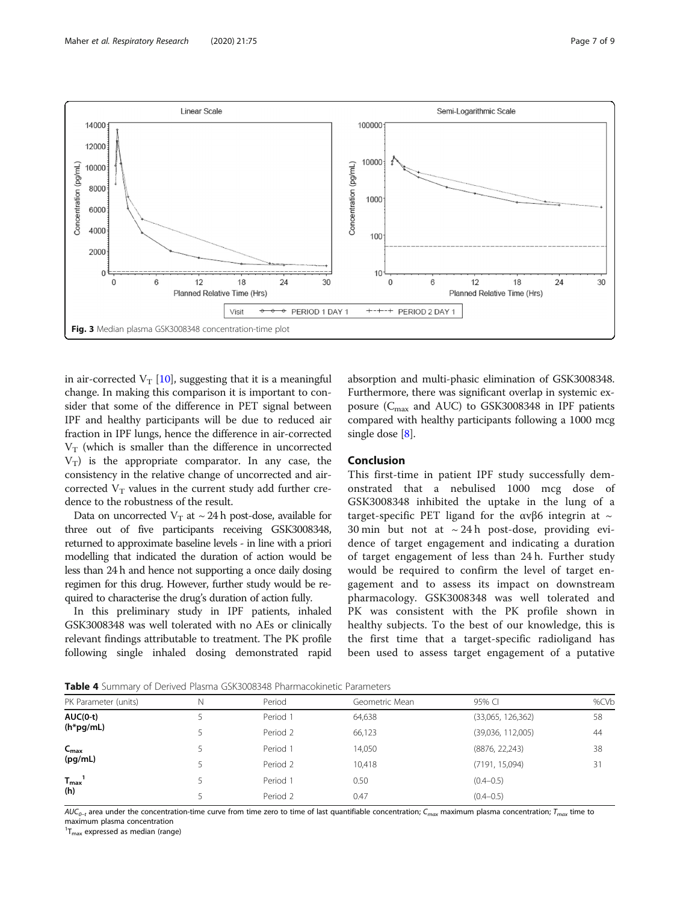Fig. 3 Median plasma GSK3008348 concentration-time plot

in air-corrected $V_T$ [10], suggesting that it is a meaningful change. In making this comparison it is important to consider that some of the difference in PET signal between IPF and healthy participants will be due to reduced air fraction in IPF lungs, hence the difference in air-corrected $V_T$ (which is smaller than the difference in uncorrected $V_T$) is the appropriate comparator. In any case, the consistency in the relative change of uncorrected and air-corrected $V_T$ values in the current study add further credence to the robustness of the result.

Data on uncorrected $V_T$ at ~ 24 h post-dose, available for three out of five participants receiving GSK3008348, returned to approximate baseline levels - in line with a priori modelling that indicated the duration of action would be less than 24 h and hence not supporting a once daily dosing regimen for this drug. However, further study would be required to characterise the drug's duration of action fully.

In this preliminary study in IPF patients, inhaled GSK3008348 was well tolerated with no AEs or clinically relevant findings attributable to treatment. The PK profile following single inhaled dosing demonstrated rapid absorption and multi-phasic elimination of GSK3008348. Furthermore, there was significant overlap in systemic exposure ($C_{max}$ and AUC) to GSK3008348 in IPF patients compared with healthy participants following a 1000 mcg single dose [8].

## Conclusion

This first-time in patient IPF study successfully demonstrated that a nebulised 1000 mcg dose of GSK3008348 inhibited the uptake in the lung of a target-specific PET ligand for the αvβ6 integrin at ~ 30 min but not at ~ 24 h post-dose, providing evidence of target engagement and indicating a duration of target engagement of less than 24 h. Further study would be required to confirm the level of target engagement and to assess its impact on downstream pharmacology. GSK3008348 was well tolerated and PK was consistent with the PK profile shown in healthy subjects. To the best of our knowledge, this is the first time that a target-specific radioligand has been used to assess target engagement of a putative

**Table 4** Summary of Derived Plasma GSK3008348 Pharmacokinetic Parameters

| PK Parameter (units) | N | Period | Geometric Mean | 95% CI | %CVb |
|---|---|---|---|---|---|
| **AUC(0-t) (h*pg/mL)** | 5 | Period 1 | 64,638 | (33,065, 126,362) | 58 |
| | 5 | Period 2 | 66,123 | (39,036, 112,005) | 44 |
| **$C_{max}$ (pg/mL)** | 5 | Period 1 | 14,050 | (8876, 22,243) | 38 |
| | 5 | Period 2 | 10,418 | (7191, 15,094) | 31 |
| **$T_{max}$[1] (h)** | 5 | Period 1 | 0.50 | (0.4–0.5) | |
| | 5 | Period 2 | 0.47 | (0.4–0.5) | |

$AUC_{0-t}$ area under the concentration-time curve from time zero to time of last quantifiable concentration; $C_{max}$ maximum plasma concentration; $T_{max}$ time to maximum plasma concentration

[1] $T_{max}$ expressed as median (range)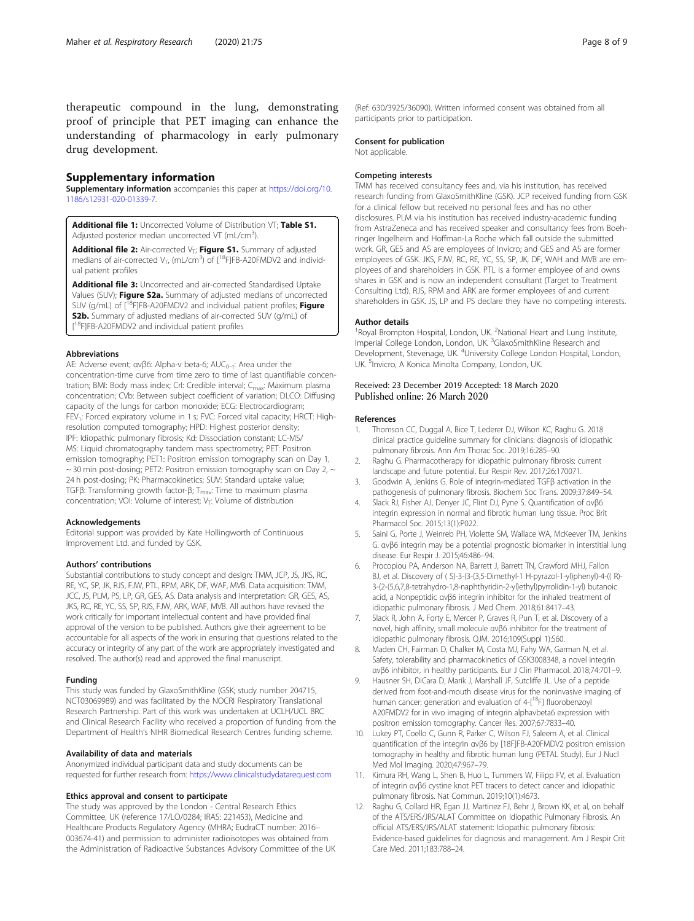therapeutic compound in the lung, demonstrating proof of principle that PET imaging can enhance the understanding of pharmacology in early pulmonary drug development.

## Supplementary information

**Supplementary information** accompanies this paper at https://doi.org/10.1186/s12931-020-01339-7.

**Additional file 1:** Uncorrected Volume of Distribution VT; **Table S1.** Adjusted posterior median uncorrected VT (mL/cm$^3$).

**Additional file 2:** Air-corrected $V_T$; **Figure S1.** Summary of adjusted medians of air-corrected $V_T$, (mL/cm$^3$) of [$^{18}$F]FB-A20FMDV2 and individual patient profiles

**Additional file 3:** Uncorrected and air-corrected Standardised Uptake Values (SUV); **Figure S2a.** Summary of adjusted medians of uncorrected SUV (g/mL) of [$^{18}$F]FB-A20FMDV2 and individual patient profiles; **Figure S2b.** Summary of adjusted medians of air-corrected SUV (g/mL) of [$^{18}$F]FB-A20FMDV2 and individual patient profiles

#### Abbreviations

AE: Adverse event; αvβ6: Alpha-v beta-6; $AUC_{0-t}$: Area under the concentration-time curve from time zero to time of last quantifiable concentration; BMI: Body mass index; CrI: Credible interval; $C_{max}$: Maximum plasma concentration; CVb: Between subject coefficient of variation; DLCO: Diffusing capacity of the lungs for carbon monoxide; ECG: Electrocardiogram; $FEV_1$: Forced expiratory volume in 1 s; FVC: Forced vital capacity; HRCT: High-resolution computed tomography; HPD: Highest posterior density; IPF: Idiopathic pulmonary fibrosis; Kd: Dissociation constant; LC-MS/MS: Liquid chromatography tandem mass spectrometry; PET: Positron emission tomography; PET1: Positron emission tomography scan on Day 1, ~ 30 min post-dosing; PET2: Positron emission tomography scan on Day 2, ~ 24 h post-dosing; PK: Pharmacokinetics; SUV: Standard uptake value; TGFβ: Transforming growth factor-β; $T_{max}$: Time to maximum plasma concentration; VOI: Volume of interest; $V_T$: Volume of distribution

#### Acknowledgements

Editorial support was provided by Kate Hollingworth of Continuous Improvement Ltd. and funded by GSK.

#### Authors' contributions

Substantial contributions to study concept and design: TMM, JCP, JS, JKS, RC, RE, YC, SP, JK, RJS, FJW, PTL, RPM, ARK, DF, WAF, MVB. Data acquisition: TMM, JCC, JS, PLM, PS, LP, GR, GES, AS. Data analysis and interpretation: GR, GES, AS, JKS, RC, RE, YC, SS, SP, RJS, FJW, ARK, WAF, MVB. All authors have revised the work critically for important intellectual content and have provided final approval of the version to be published. Authors give their agreement to be accountable for all aspects of the work in ensuring that questions related to the accuracy or integrity of any part of the work are appropriately investigated and resolved. The author(s) read and approved the final manuscript.

#### Funding

This study was funded by GlaxoSmithKline (GSK; study number 204715, NCT03069989) and was facilitated by the NOCRI Respiratory Translational Research Partnership. Part of this work was undertaken at UCLH/UCL BRC and Clinical Research Facility who received a proportion of funding from the Department of Health's NIHR Biomedical Research Centres funding scheme.

#### Availability of data and materials

Anonymized individual participant data and study documents can be requested for further research from: https://www.clinicalstudydatarequest.com

#### Ethics approval and consent to participate

The study was approved by the London - Central Research Ethics Committee, UK (reference 17/LO/0284; IRAS: 221453), Medicine and Healthcare Products Regulatory Agency (MHRA; EudraCT number: 2016–003674-41) and permission to administer radioisotopes was obtained from the Administration of Radioactive Substances Advisory Committee of the UK (Ref: 630/3925/36090). Written informed consent was obtained from all participants prior to participation.

#### Consent for publication

Not applicable.

#### Competing interests

TMM has received consultancy fees and, via his institution, has received research funding from GlaxoSmithKline (GSK). JCP received funding from GSK for a clinical fellow but received no personal fees and has no other disclosures. PLM via his institution has received industry-academic funding from AstraZeneca and has received speaker and consultancy fees from Boehringer Ingelheim and Hoffman-La Roche which fall outside the submitted work. GR, GES and AS are employees of Invicro; and GES and AS are former employees of GSK. JKS, FJW, RC, RE, YC, SS, SP, JK, DF, WAH and MVB are employees of and shareholders in GSK. PTL is a former employee of and owns shares in GSK and is now an independent consultant (Target to Treatment Consulting Ltd). RJS, RPM and ARK are former employees of and current shareholders in GSK. JS, LP and PS declare they have no competing interests.

#### Author details

[1]Royal Brompton Hospital, London, UK. [2]National Heart and Lung Institute, Imperial College London, London, UK. [3]GlaxoSmithKline Research and Development, Stevenage, UK. [4]University College London Hospital, London, UK. [5]Invicro, A Konica Minolta Company, London, UK.

Received: 23 December 2019 Accepted: 18 March 2020
Published online: 26 March 2020

#### References

1. Thomson CC, Duggal A, Bice T, Lederer DJ, Wilson KC, Raghu G. 2018 clinical practice guideline summary for clinicians: diagnosis of idiopathic pulmonary fibrosis. Ann Am Thorac Soc. 2019;16:285–90.
2. Raghu G. Pharmacotherapy for idiopathic pulmonary fibrosis: current landscape and future potential. Eur Respir Rev. 2017;26:170071.
3. Goodwin A, Jenkins G. Role of integrin-mediated TGFβ activation in the pathogenesis of pulmonary fibrosis. Biochem Soc Trans. 2009;37:849–54.
4. Slack RJ, Fisher AJ, Denyer JC, Flint DJ, Pyne S. Quantification of αvβ6 integrin expression in normal and fibrotic human lung tissue. Proc Brit Pharmacol Soc. 2015;13(1):P022.
5. Saini G, Porte J, Weinreb PH, Violette SM, Wallace WA, McKeever TM, Jenkins G. αvβ6 integrin may be a potential prognostic biomarker in interstitial lung disease. Eur Respir J. 2015;46:486–94.
6. Procopiou PA, Anderson NA, Barrett J, Barrett TN, Crawford MHJ, Fallon BJ, et al. Discovery of ( S)-3-(3-(3,5-Dimethyl-1 H-pyrazol-1-yl)phenyl)-4-(( R)-3-(2-(5,6,7,8-tetrahydro-1,8-naphthyridin-2-yl)ethyl)pyrrolidin-1-yl) butanoic acid, a Nonpeptidic αvβ6 integrin inhibitor for the inhaled treatment of idiopathic pulmonary fibrosis. J Med Chem. 2018;61:8417–43.
7. Slack R, John A, Forty E, Mercer P, Graves R, Pun T, et al. Discovery of a novel, high affinity, small molecule αvβ6 inhibitor for the treatment of idiopathic pulmonary fibrosis. QJM. 2016;109(Suppl 1):S60.
8. Maden CH, Fairman D, Chalker M, Costa MJ, Fahy WA, Garman N, et al. Safety, tolerability and pharmacokinetics of GSK3008348, a novel integrin αvβ6 inhibitor, in healthy participants. Eur J Clin Pharmacol. 2018;74:701–9.
9. Hausner SH, DiCara D, Marik J, Marshall JF, Sutcliffe JL. Use of a peptide derived from foot-and-mouth disease virus for the noninvasive imaging of human cancer: generation and evaluation of 4-[$^{18}$F] fluorobenzoyl A20FMDV2 for in vivo imaging of integrin alphavbeta6 expression with positron emission tomography. Cancer Res. 2007;67:7833–40.
10. Lukey PT, Coello C, Gunn R, Parker C, Wilson FJ, Saleem A, et al. Clinical quantification of the integrin αvβ6 by [18F]FB-A20FMDV2 positron emission tomography in healthy and fibrotic human lung (PETAL Study). Eur J Nucl Med Mol Imaging. 2020;47:967–79.
11. Kimura RH, Wang L, Shen B, Huo L, Tummers W, Filipp FV, et al. Evaluation of integrin αvβ6 cystine knot PET tracers to detect cancer and idiopathic pulmonary fibrosis. Nat Commun. 2019;10(1):4673.
12. Raghu G, Collard HR, Egan JJ, Martinez FJ, Behr J, Brown KK, et al, on behalf of the ATS/ERS/JRS/ALAT Committee on Idiopathic Pulmonary Fibrosis. An official ATS/ERS/JRS/ALAT statement: Idiopathic pulmonary fibrosis: Evidence-based guidelines for diagnosis and management. Am J Respir Crit Care Med. 2011;183:788–24.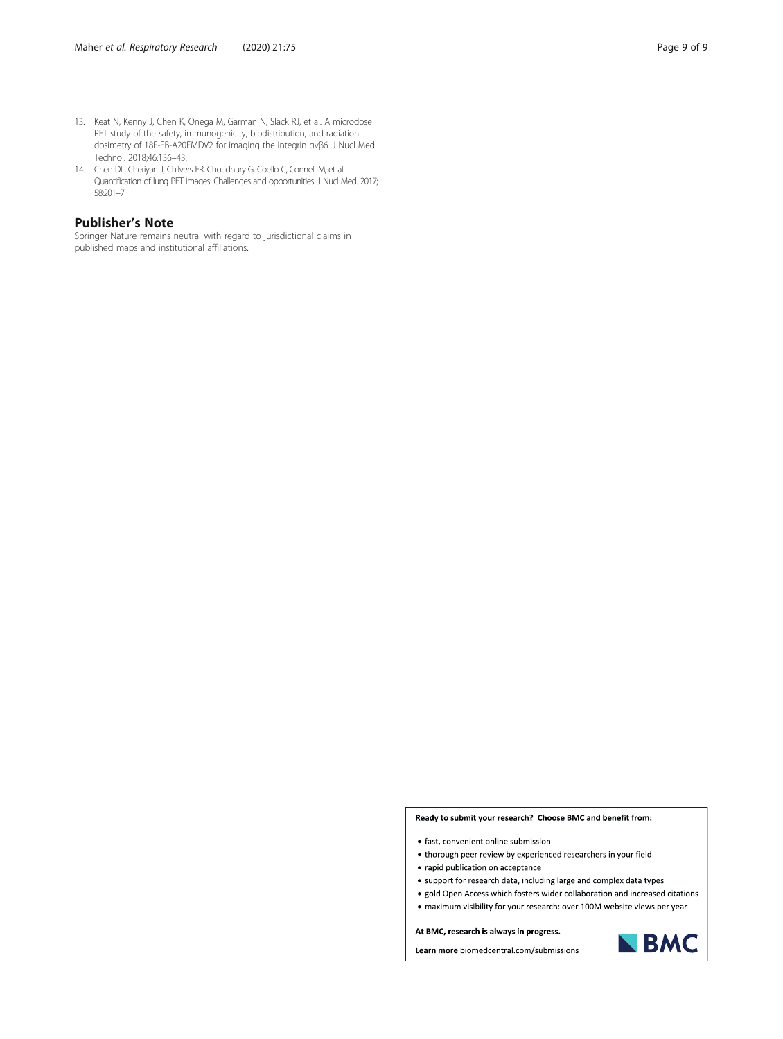13. Keat N, Kenny J, Chen K, Onega M, Garman N, Slack RJ, et al. A microdose PET study of the safety, immunogenicity, biodistribution, and radiation dosimetry of 18F-FB-A20FMDV2 for imaging the integrin αvβ6. J Nucl Med Technol. 2018;46:136–43.
14. Chen DL, Cheriyan J, Chilvers ER, Choudhury G, Coello C, Connell M, et al. Quantification of lung PET images: Challenges and opportunities. J Nucl Med. 2017; 58:201–7.

## Publisher's Note

Springer Nature remains neutral with regard to jurisdictional claims in published maps and institutional affiliations.

**Ready to submit your research? Choose BMC and benefit from:**

- fast, convenient online submission
- thorough peer review by experienced researchers in your field
- rapid publication on acceptance
- support for research data, including large and complex data types
- gold Open Access which fosters wider collaboration and increased citations
- maximum visibility for your research: over 100M website views per year

**At BMC, research is always in progress.**

**Learn more** biomedcentral.com/submissions

BMC